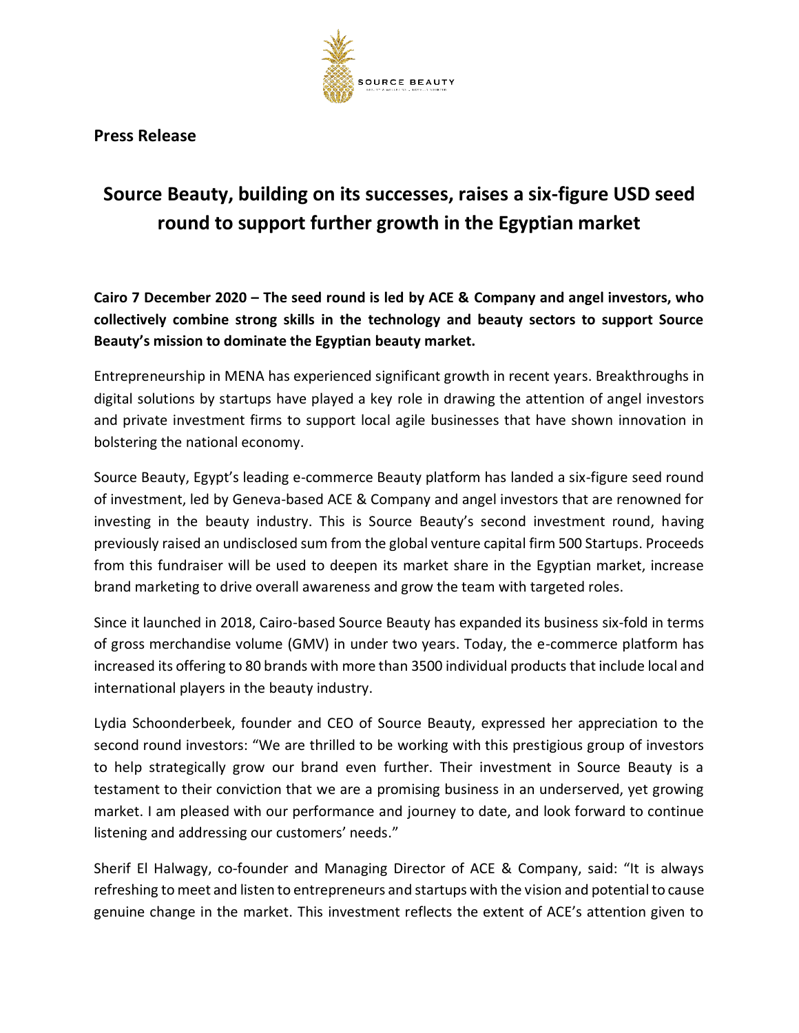**Press Release**

# Source Beauty, building on its successes, raises a six-figure USD seed round to support further growth in the Egyptian market

**Cairo 7 December 2020 – The seed round is led by ACE & Company and angel investors, who collectively combine strong skills in the technology and beauty sectors to support Source Beauty's mission to dominate the Egyptian beauty market.**

Entrepreneurship in MENA has experienced significant growth in recent years. Breakthroughs in digital solutions by startups have played a key role in drawing the attention of angel investors and private investment firms to support local agile businesses that have shown innovation in bolstering the national economy.

Source Beauty, Egypt's leading e-commerce Beauty platform has landed a six-figure seed round of investment, led by Geneva-based ACE & Company and angel investors that are renowned for investing in the beauty industry. This is Source Beauty's second investment round, having previously raised an undisclosed sum from the global venture capital firm 500 Startups. Proceeds from this fundraiser will be used to deepen its market share in the Egyptian market, increase brand marketing to drive overall awareness and grow the team with targeted roles.

Since it launched in 2018, Cairo-based Source Beauty has expanded its business six-fold in terms of gross merchandise volume (GMV) in under two years. Today, the e-commerce platform has increased its offering to 80 brands with more than 3500 individual products that include local and international players in the beauty industry.

Lydia Schoonderbeek, founder and CEO of Source Beauty, expressed her appreciation to the second round investors: "We are thrilled to be working with this prestigious group of investors to help strategically grow our brand even further. Their investment in Source Beauty is a testament to their conviction that we are a promising business in an underserved, yet growing market. I am pleased with our performance and journey to date, and look forward to continue listening and addressing our customers' needs."

Sherif El Halwagy, co-founder and Managing Director of ACE & Company, said: "It is always refreshing to meet and listen to entrepreneurs and startups with the vision and potential to cause genuine change in the market. This investment reflects the extent of ACE's attention given to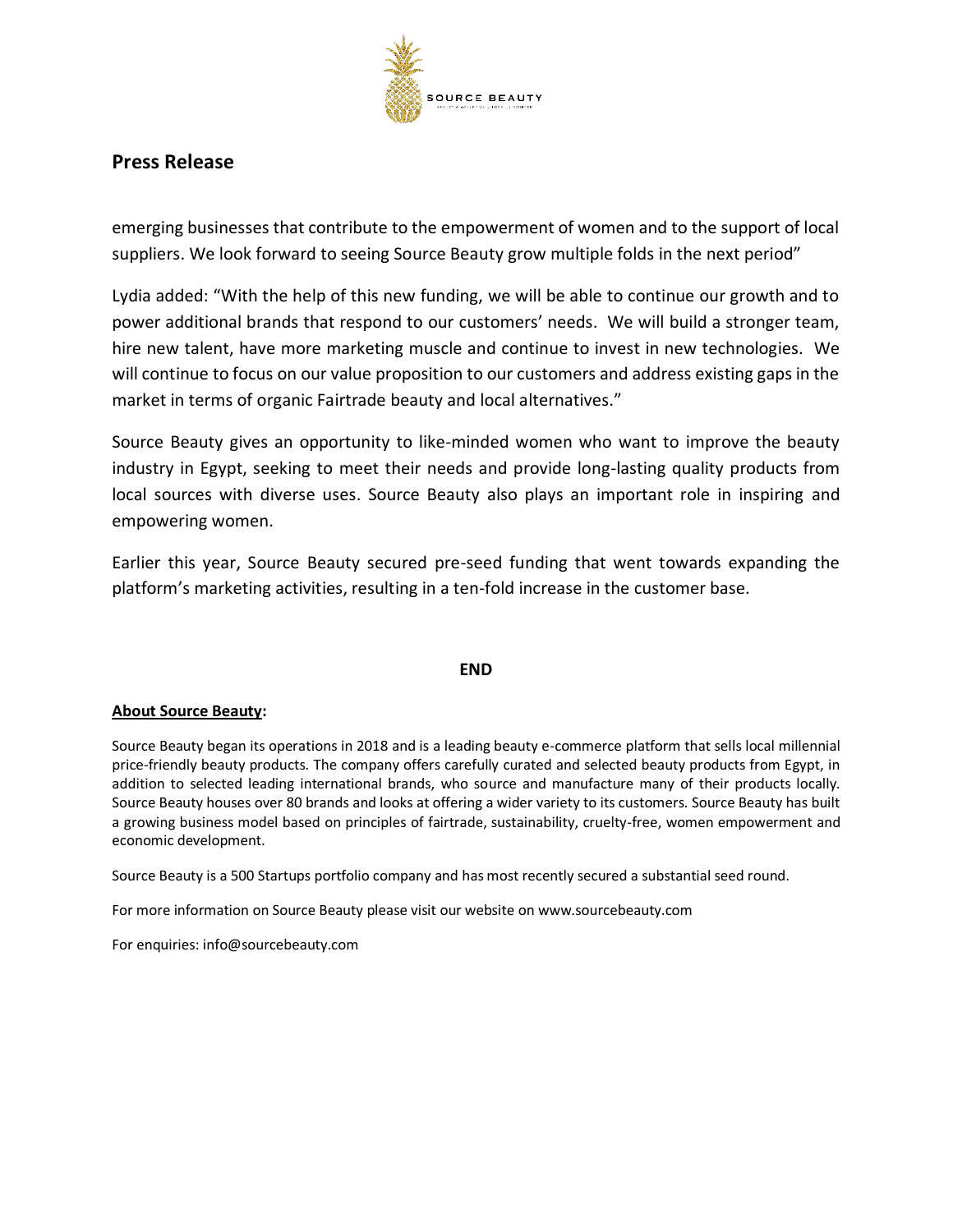## Press Release

emerging businesses that contribute to the empowerment of women and to the support of local suppliers. We look forward to seeing Source Beauty grow multiple folds in the next period"

Lydia added: "With the help of this new funding, we will be able to continue our growth and to power additional brands that respond to our customers' needs. We will build a stronger team, hire new talent, have more marketing muscle and continue to invest in new technologies. We will continue to focus on our value proposition to our customers and address existing gaps in the market in terms of organic Fairtrade beauty and local alternatives."

Source Beauty gives an opportunity to like-minded women who want to improve the beauty industry in Egypt, seeking to meet their needs and provide long-lasting quality products from local sources with diverse uses. Source Beauty also plays an important role in inspiring and empowering women.

Earlier this year, Source Beauty secured pre-seed funding that went towards expanding the platform's marketing activities, resulting in a ten-fold increase in the customer base.

**END**

**About Source Beauty:**

Source Beauty began its operations in 2018 and is a leading beauty e-commerce platform that sells local millennial price-friendly beauty products. The company offers carefully curated and selected beauty products from Egypt, in addition to selected leading international brands, who source and manufacture many of their products locally. Source Beauty houses over 80 brands and looks at offering a wider variety to its customers. Source Beauty has built a growing business model based on principles of fairtrade, sustainability, cruelty-free, women empowerment and economic development.

Source Beauty is a 500 Startups portfolio company and has most recently secured a substantial seed round.

For more information on Source Beauty please visit our website on www.sourcebeauty.com

For enquiries: info@sourcebeauty.com